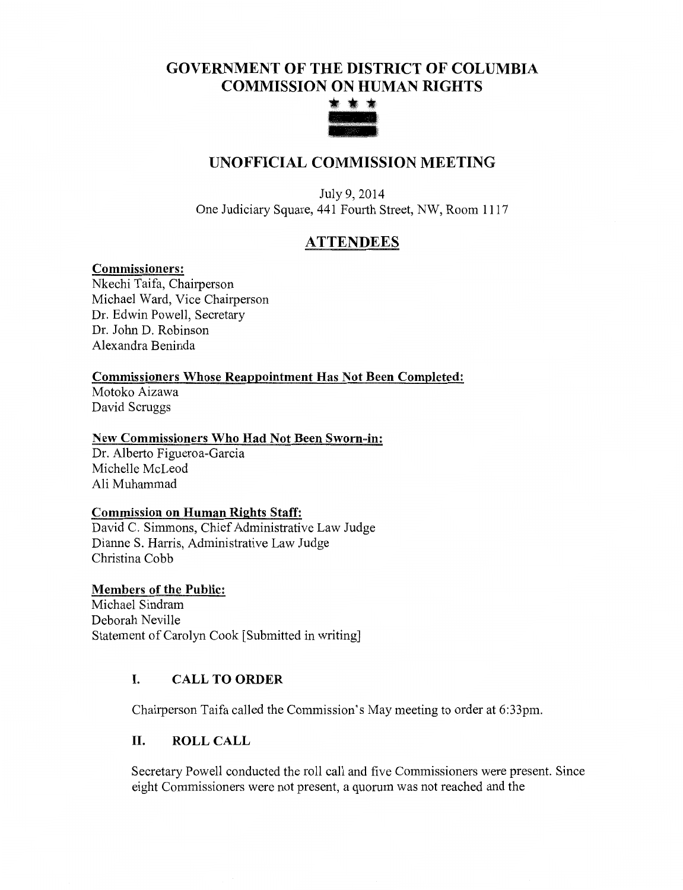# GOVERNMENT OF THE DISTRICT OF COLUMBIA
# COMMISSION ON HUMAN RIGHTS

## UNOFFICIAL COMMISSION MEETING

July 9, 2014
One Judiciary Square, 441 Fourth Street, NW, Room 1117

## ATTENDEES

**Commissioners:**
Nkechi Taifa, Chairperson
Michael Ward, Vice Chairperson
Dr. Edwin Powell, Secretary
Dr. John D. Robinson
Alexandra Beninda

**Commissioners Whose Reappointment Has Not Been Completed:**
Motoko Aizawa
David Scruggs

**New Commissioners Who Had Not Been Sworn-in:**
Dr. Alberto Figueroa-Garcia
Michelle McLeod
Ali Muhammad

**Commission on Human Rights Staff:**
David C. Simmons, Chief Administrative Law Judge
Dianne S. Harris, Administrative Law Judge
Christina Cobb

**Members of the Public:**
Michael Sindram
Deborah Neville
Statement of Carolyn Cook [Submitted in writing]

### I. CALL TO ORDER

Chairperson Taifa called the Commission's May meeting to order at 6:33pm.

### II. ROLL CALL

Secretary Powell conducted the roll call and five Commissioners were present. Since eight Commissioners were not present, a quorum was not reached and the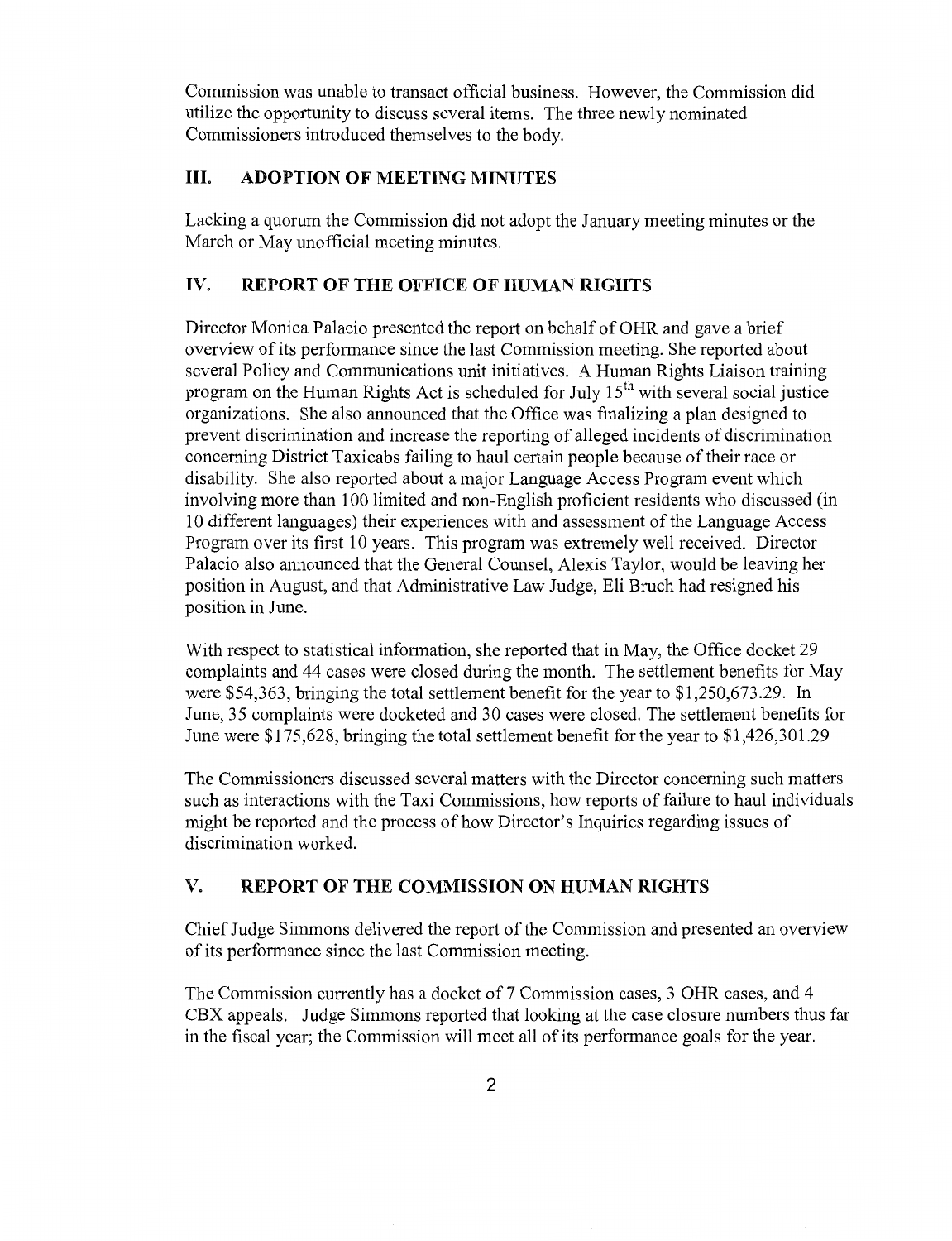Commission was unable to transact official business. However, the Commission did utilize the opportunity to discuss several items. The three newly nominated Commissioners introduced themselves to the body.

## III. ADOPTION OF MEETING MINUTES

Lacking a quorum the Commission did not adopt the January meeting minutes or the March or May unofficial meeting minutes.

## IV. REPORT OF THE OFFICE OF HUMAN RIGHTS

Director Monica Palacio presented the report on behalf of OHR and gave a brief overview of its performance since the last Commission meeting. She reported about several Policy and Communications unit initiatives. A Human Rights Liaison training program on the Human Rights Act is scheduled for July 15th with several social justice organizations. She also announced that the Office was finalizing a plan designed to prevent discrimination and increase the reporting of alleged incidents of discrimination concerning District Taxicabs failing to haul certain people because of their race or disability. She also reported about a major Language Access Program event which involving more than 100 limited and non-English proficient residents who discussed (in 10 different languages) their experiences with and assessment of the Language Access Program over its first 10 years. This program was extremely well received. Director Palacio also announced that the General Counsel, Alexis Taylor, would be leaving her position in August, and that Administrative Law Judge, Eli Bruch had resigned his position in June.

With respect to statistical information, she reported that in May, the Office docket 29 complaints and 44 cases were closed during the month. The settlement benefits for May were $54,363, bringing the total settlement benefit for the year to $1,250,673.29. In June, 35 complaints were docketed and 30 cases were closed. The settlement benefits for June were $175,628, bringing the total settlement benefit for the year to $1,426,301.29

The Commissioners discussed several matters with the Director concerning such matters such as interactions with the Taxi Commissions, how reports of failure to haul individuals might be reported and the process of how Director's Inquiries regarding issues of discrimination worked.

## V. REPORT OF THE COMMISSION ON HUMAN RIGHTS

Chief Judge Simmons delivered the report of the Commission and presented an overview of its performance since the last Commission meeting.

The Commission currently has a docket of 7 Commission cases, 3 OHR cases, and 4 CBX appeals. Judge Simmons reported that looking at the case closure numbers thus far in the fiscal year; the Commission will meet all of its performance goals for the year.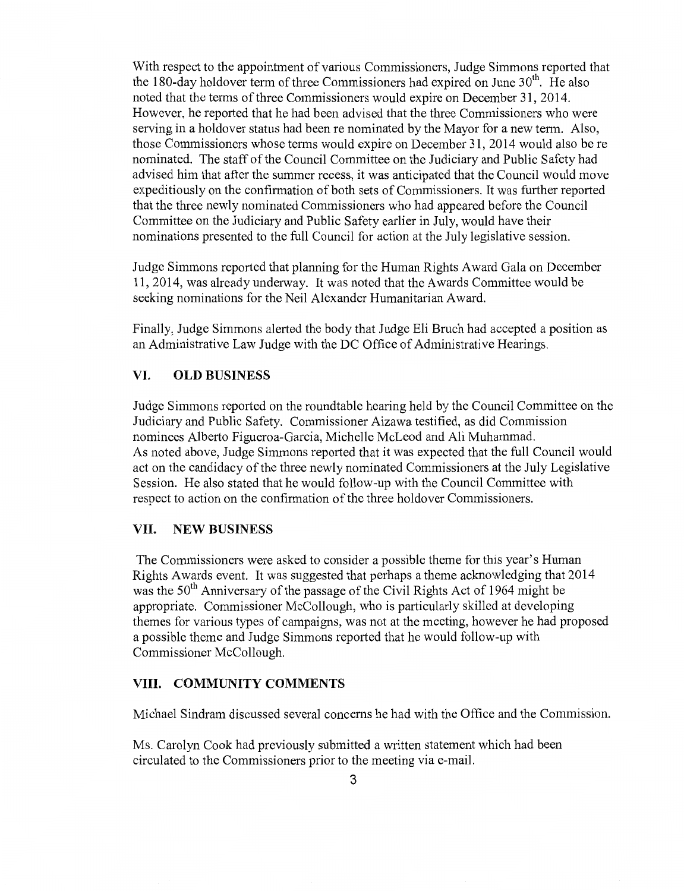With respect to the appointment of various Commissioners, Judge Simmons reported that the 180-day holdover term of three Commissioners had expired on June 30th. He also noted that the terms of three Commissioners would expire on December 31, 2014. However, he reported that he had been advised that the three Commissioners who were serving in a holdover status had been re nominated by the Mayor for a new term. Also, those Commissioners whose terms would expire on December 31, 2014 would also be re nominated. The staff of the Council Committee on the Judiciary and Public Safety had advised him that after the summer recess, it was anticipated that the Council would move expeditiously on the confirmation of both sets of Commissioners. It was further reported that the three newly nominated Commissioners who had appeared before the Council Committee on the Judiciary and Public Safety earlier in July, would have their nominations presented to the full Council for action at the July legislative session.

Judge Simmons reported that planning for the Human Rights Award Gala on December 11, 2014, was already underway. It was noted that the Awards Committee would be seeking nominations for the Neil Alexander Humanitarian Award.

Finally, Judge Simmons alerted the body that Judge Eli Bruch had accepted a position as an Administrative Law Judge with the DC Office of Administrative Hearings.

## VI. OLD BUSINESS

Judge Simmons reported on the roundtable hearing held by the Council Committee on the Judiciary and Public Safety. Commissioner Aizawa testified, as did Commission nominees Alberto Figueroa-Garcia, Michelle McLeod and Ali Muhammad.
As noted above, Judge Simmons reported that it was expected that the full Council would act on the candidacy of the three newly nominated Commissioners at the July Legislative Session. He also stated that he would follow-up with the Council Committee with respect to action on the confirmation of the three holdover Commissioners.

## VII. NEW BUSINESS

The Commissioners were asked to consider a possible theme for this year's Human Rights Awards event. It was suggested that perhaps a theme acknowledging that 2014 was the 50th Anniversary of the passage of the Civil Rights Act of 1964 might be appropriate. Commissioner McCollough, who is particularly skilled at developing themes for various types of campaigns, was not at the meeting, however he had proposed a possible theme and Judge Simmons reported that he would follow-up with Commissioner McCollough.

## VIII. COMMUNITY COMMENTS

Michael Sindram discussed several concerns he had with the Office and the Commission.

Ms. Carolyn Cook had previously submitted a written statement which had been circulated to the Commissioners prior to the meeting via e-mail.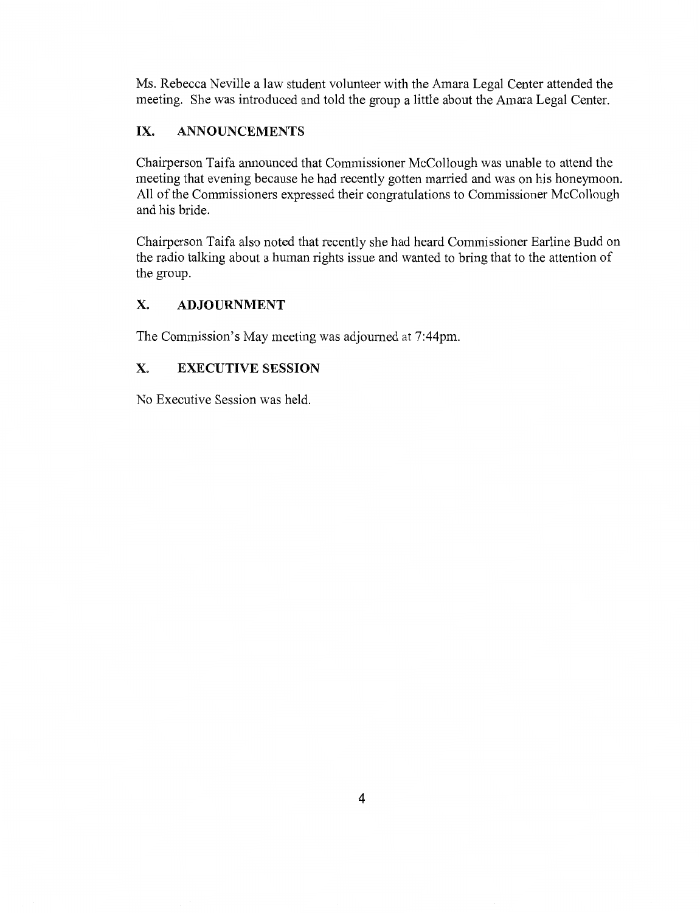Ms. Rebecca Neville a law student volunteer with the Amara Legal Center attended the meeting. She was introduced and told the group a little about the Amara Legal Center.

## IX. ANNOUNCEMENTS

Chairperson Taifa announced that Commissioner McCollough was unable to attend the meeting that evening because he had recently gotten married and was on his honeymoon. All of the Commissioners expressed their congratulations to Commissioner McCollough and his bride.

Chairperson Taifa also noted that recently she had heard Commissioner Earline Budd on the radio talking about a human rights issue and wanted to bring that to the attention of the group.

## X. ADJOURNMENT

The Commission's May meeting was adjourned at 7:44pm.

## X. EXECUTIVE SESSION

No Executive Session was held.